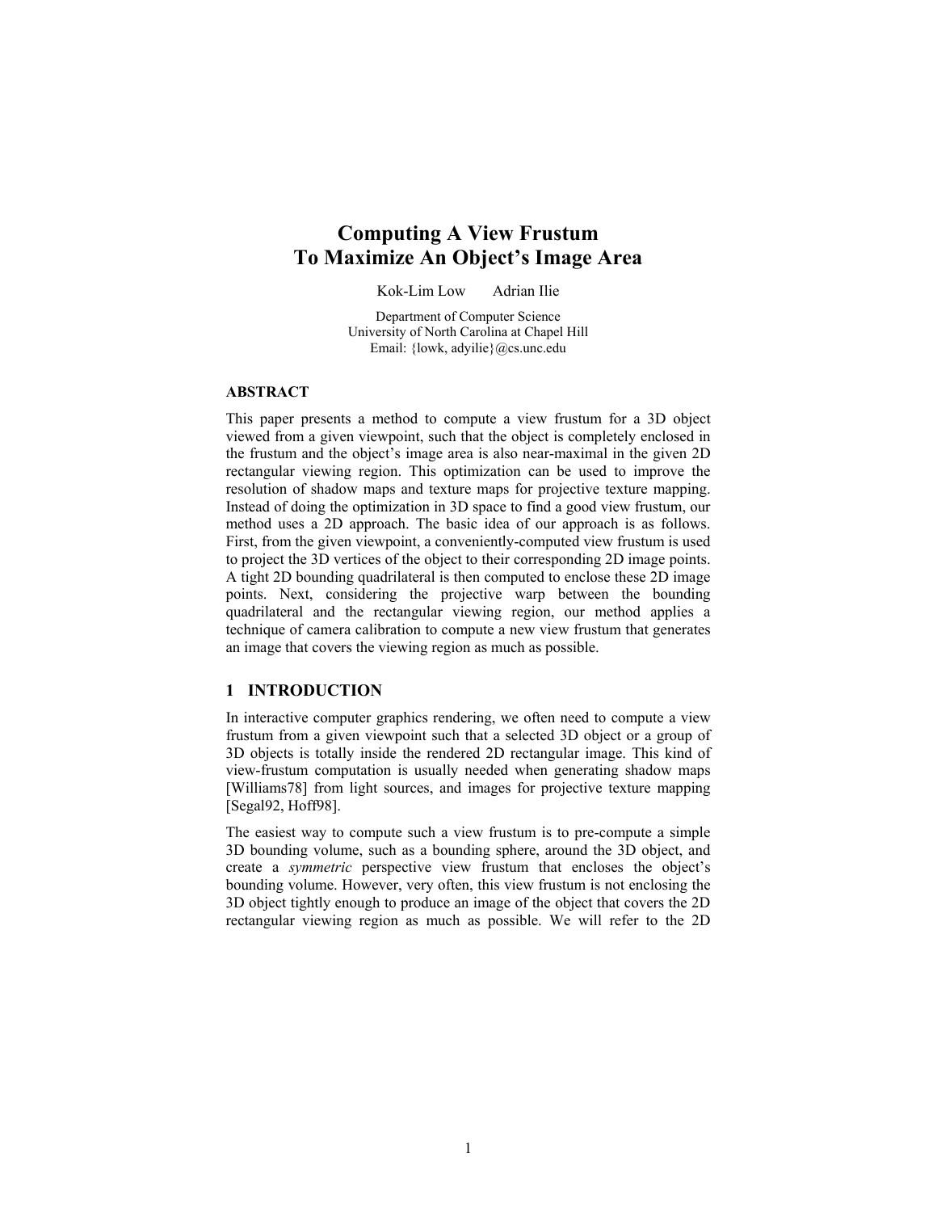# Computing A View Frustum To Maximize An Object's Image Area

Kok-Lim Low Adrian Ilie

Department of Computer Science
University of North Carolina at Chapel Hill
Email: {lowk, adyilie}@cs.unc.edu

### ABSTRACT

This paper presents a method to compute a view frustum for a 3D object viewed from a given viewpoint, such that the object is completely enclosed in the frustum and the object's image area is also near-maximal in the given 2D rectangular viewing region. This optimization can be used to improve the resolution of shadow maps and texture maps for projective texture mapping. Instead of doing the optimization in 3D space to find a good view frustum, our method uses a 2D approach. The basic idea of our approach is as follows. First, from the given viewpoint, a conveniently-computed view frustum is used to project the 3D vertices of the object to their corresponding 2D image points. A tight 2D bounding quadrilateral is then computed to enclose these 2D image points. Next, considering the projective warp between the bounding quadrilateral and the rectangular viewing region, our method applies a technique of camera calibration to compute a new view frustum that generates an image that covers the viewing region as much as possible.

## 1 INTRODUCTION

In interactive computer graphics rendering, we often need to compute a view frustum from a given viewpoint such that a selected 3D object or a group of 3D objects is totally inside the rendered 2D rectangular image. This kind of view-frustum computation is usually needed when generating shadow maps [Williams78] from light sources, and images for projective texture mapping [Segal92, Hoff98].

The easiest way to compute such a view frustum is to pre-compute a simple 3D bounding volume, such as a bounding sphere, around the 3D object, and create a *symmetric* perspective view frustum that encloses the object's bounding volume. However, very often, this view frustum is not enclosing the 3D object tightly enough to produce an image of the object that covers the 2D rectangular viewing region as much as possible. We will refer to the 2D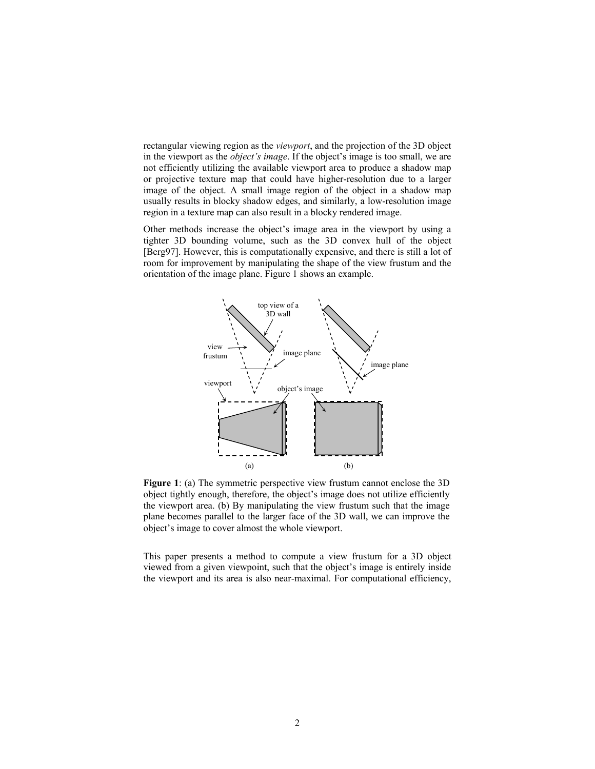rectangular viewing region as the *viewport*, and the projection of the 3D object in the viewport as the *object's image*. If the object's image is too small, we are not efficiently utilizing the available viewport area to produce a shadow map or projective texture map that could have higher-resolution due to a larger image of the object. A small image region of the object in a shadow map usually results in blocky shadow edges, and similarly, a low-resolution image region in a texture map can also result in a blocky rendered image.

Other methods increase the object's image area in the viewport by using a tighter 3D bounding volume, such as the 3D convex hull of the object [Berg97]. However, this is computationally expensive, and there is still a lot of room for improvement by manipulating the shape of the view frustum and the orientation of the image plane. Figure 1 shows an example.

**Figure 1**: (a) The symmetric perspective view frustum cannot enclose the 3D object tightly enough, therefore, the object's image does not utilize efficiently the viewport area. (b) By manipulating the view frustum such that the image plane becomes parallel to the larger face of the 3D wall, we can improve the object's image to cover almost the whole viewport.

This paper presents a method to compute a view frustum for a 3D object viewed from a given viewpoint, such that the object's image is entirely inside the viewport and its area is also near-maximal. For computational efficiency,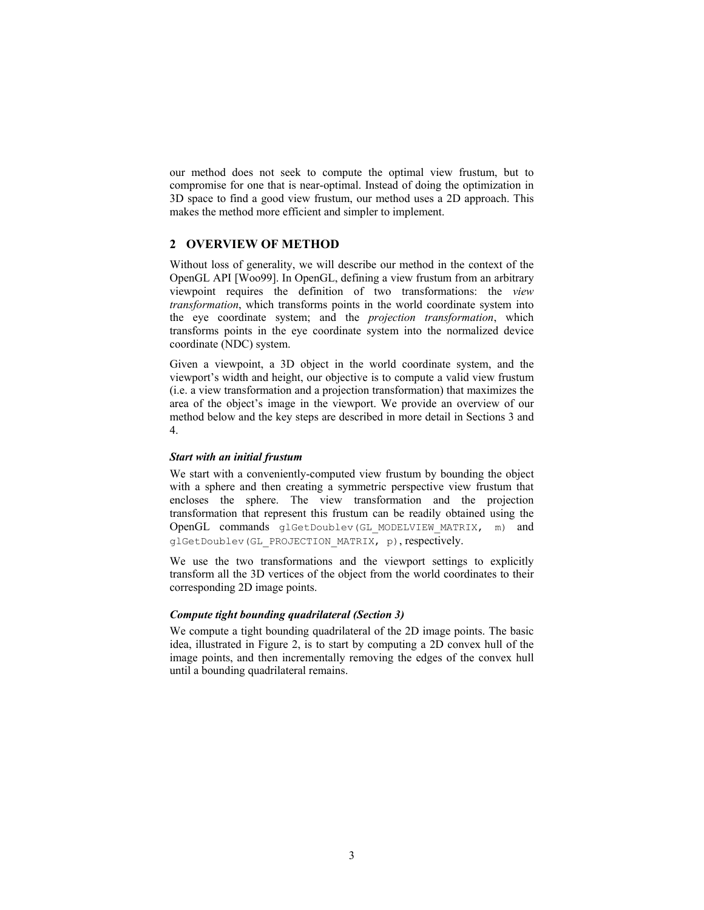our method does not seek to compute the optimal view frustum, but to compromise for one that is near-optimal. Instead of doing the optimization in 3D space to find a good view frustum, our method uses a 2D approach. This makes the method more efficient and simpler to implement.

## 2 OVERVIEW OF METHOD

Without loss of generality, we will describe our method in the context of the OpenGL API [Woo99]. In OpenGL, defining a view frustum from an arbitrary viewpoint requires the definition of two transformations: the *view transformation*, which transforms points in the world coordinate system into the eye coordinate system; and the *projection transformation*, which transforms points in the eye coordinate system into the normalized device coordinate (NDC) system.

Given a viewpoint, a 3D object in the world coordinate system, and the viewport's width and height, our objective is to compute a valid view frustum (i.e. a view transformation and a projection transformation) that maximizes the area of the object's image in the viewport. We provide an overview of our method below and the key steps are described in more detail in Sections 3 and 4.

#### *Start with an initial frustum*

We start with a conveniently-computed view frustum by bounding the object with a sphere and then creating a symmetric perspective view frustum that encloses the sphere. The view transformation and the projection transformation that represent this frustum can be readily obtained using the OpenGL commands `glGetDoublev(GL_MODELVIEW_MATRIX, m)` and `glGetDoublev(GL_PROJECTION_MATRIX, p)`, respectively.

We use the two transformations and the viewport settings to explicitly transform all the 3D vertices of the object from the world coordinates to their corresponding 2D image points.

#### *Compute tight bounding quadrilateral (Section 3)*

We compute a tight bounding quadrilateral of the 2D image points. The basic idea, illustrated in Figure 2, is to start by computing a 2D convex hull of the image points, and then incrementally removing the edges of the convex hull until a bounding quadrilateral remains.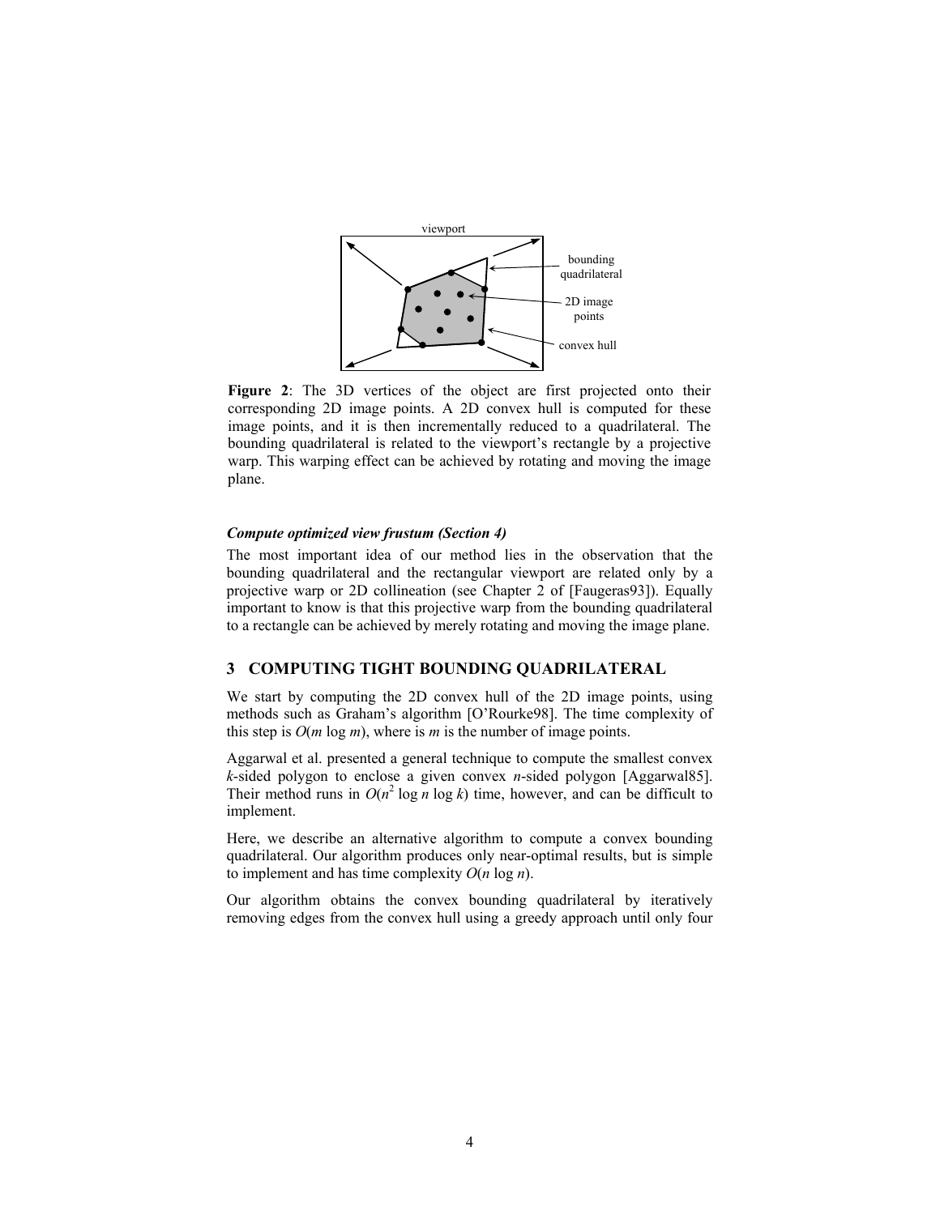**Figure 2**: The 3D vertices of the object are first projected onto their corresponding 2D image points. A 2D convex hull is computed for these image points, and it is then incrementally reduced to a quadrilateral. The bounding quadrilateral is related to the viewport's rectangle by a projective warp. This warping effect can be achieved by rotating and moving the image plane.

***Compute optimized view frustum (Section 4)***

The most important idea of our method lies in the observation that the bounding quadrilateral and the rectangular viewport are related only by a projective warp or 2D collineation (see Chapter 2 of [Faugeras93]). Equally important to know is that this projective warp from the bounding quadrilateral to a rectangle can be achieved by merely rotating and moving the image plane.

## 3 COMPUTING TIGHT BOUNDING QUADRILATERAL

We start by computing the 2D convex hull of the 2D image points, using methods such as Graham's algorithm [O'Rourke98]. The time complexity of this step is $O(m \log m)$, where is $m$ is the number of image points.

Aggarwal et al. presented a general technique to compute the smallest convex $k$-sided polygon to enclose a given convex $n$-sided polygon [Aggarwal85]. Their method runs in $O(n^2 \log n \log k)$ time, however, and can be difficult to implement.

Here, we describe an alternative algorithm to compute a convex bounding quadrilateral. Our algorithm produces only near-optimal results, but is simple to implement and has time complexity $O(n \log n)$.

Our algorithm obtains the convex bounding quadrilateral by iteratively removing edges from the convex hull using a greedy approach until only four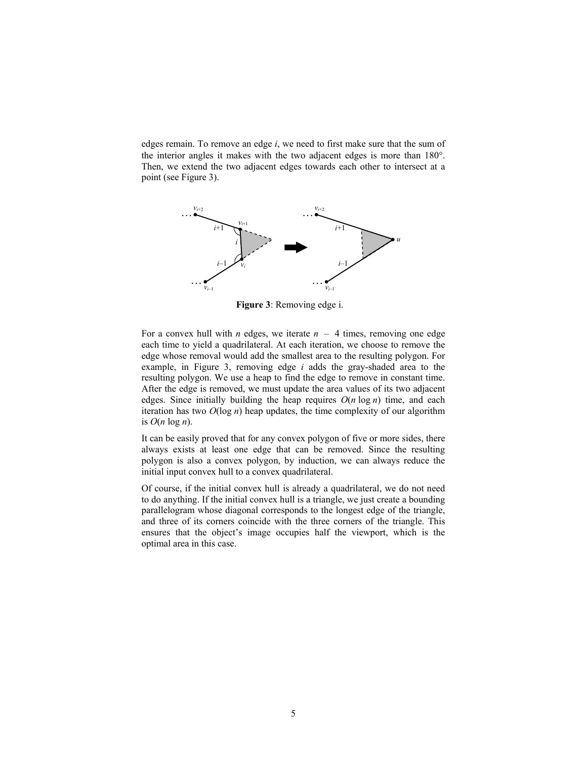edges remain. To remove an edge *i*, we need to first make sure that the sum of the interior angles it makes with the two adjacent edges is more than 180°. Then, we extend the two adjacent edges towards each other to intersect at a point (see Figure 3).

**Figure 3**: Removing edge i.

For a convex hull with *n* edges, we iterate $n - 4$ times, removing one edge each time to yield a quadrilateral. At each iteration, we choose to remove the edge whose removal would add the smallest area to the resulting polygon. For example, in Figure 3, removing edge *i* adds the gray-shaded area to the resulting polygon. We use a heap to find the edge to remove in constant time. After the edge is removed, we must update the area values of its two adjacent edges. Since initially building the heap requires $O(n \log n)$ time, and each iteration has two $O(\log n)$ heap updates, the time complexity of our algorithm is $O(n \log n)$.

It can be easily proved that for any convex polygon of five or more sides, there always exists at least one edge that can be removed. Since the resulting polygon is also a convex polygon, by induction, we can always reduce the initial input convex hull to a convex quadrilateral.

Of course, if the initial convex hull is already a quadrilateral, we do not need to do anything. If the initial convex hull is a triangle, we just create a bounding parallelogram whose diagonal corresponds to the longest edge of the triangle, and three of its corners coincide with the three corners of the triangle. This ensures that the object's image occupies half the viewport, which is the optimal area in this case.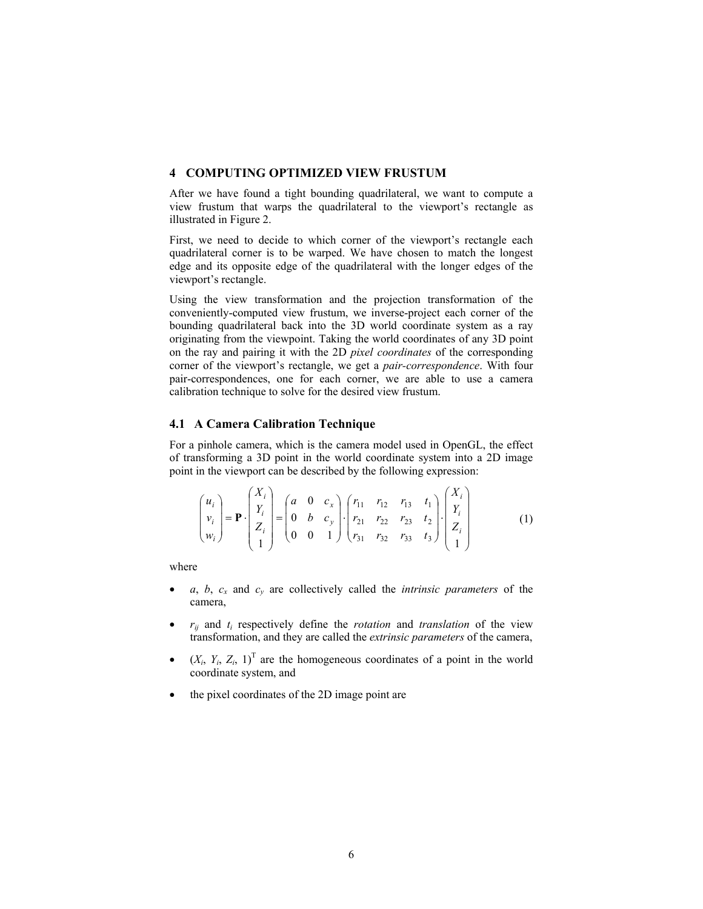## 4 COMPUTING OPTIMIZED VIEW FRUSTUM

After we have found a tight bounding quadrilateral, we want to compute a view frustum that warps the quadrilateral to the viewport's rectangle as illustrated in Figure 2.

First, we need to decide to which corner of the viewport's rectangle each quadrilateral corner is to be warped. We have chosen to match the longest edge and its opposite edge of the quadrilateral with the longer edges of the viewport's rectangle.

Using the view transformation and the projection transformation of the conveniently-computed view frustum, we inverse-project each corner of the bounding quadrilateral back into the 3D world coordinate system as a ray originating from the viewpoint. Taking the world coordinates of any 3D point on the ray and pairing it with the 2D *pixel coordinates* of the corresponding corner of the viewport's rectangle, we get a *pair-correspondence*. With four pair-correspondences, one for each corner, we are able to use a camera calibration technique to solve for the desired view frustum.

### 4.1 A Camera Calibration Technique

For a pinhole camera, which is the camera model used in OpenGL, the effect of transforming a 3D point in the world coordinate system into a 2D image point in the viewport can be described by the following expression:

$$\begin{pmatrix} u_i \\ v_i \\ w_i \end{pmatrix} = \mathbf{P} \cdot \begin{pmatrix} X_i \\ Y_i \\ Z_i \\ 1 \end{pmatrix} = \begin{pmatrix} a & 0 & c_x \\ 0 & b & c_y \\ 0 & 0 & 1 \end{pmatrix} \cdot \begin{pmatrix} r_{11} & r_{12} & r_{13} & t_1 \\ r_{21} & r_{22} & r_{23} & t_2 \\ r_{31} & r_{32} & r_{33} & t_3 \end{pmatrix} \cdot \begin{pmatrix} X_i \\ Y_i \\ Z_i \\ 1 \end{pmatrix} \tag{1}$$

where

- $a$, $b$, $c_x$ and $c_y$ are collectively called the *intrinsic parameters* of the camera,
- $r_{ij}$ and $t_i$ respectively define the *rotation* and *translation* of the view transformation, and they are called the *extrinsic parameters* of the camera,
- $(X_i, Y_i, Z_i, 1)^T$ are the homogeneous coordinates of a point in the world coordinate system, and
- the pixel coordinates of the 2D image point are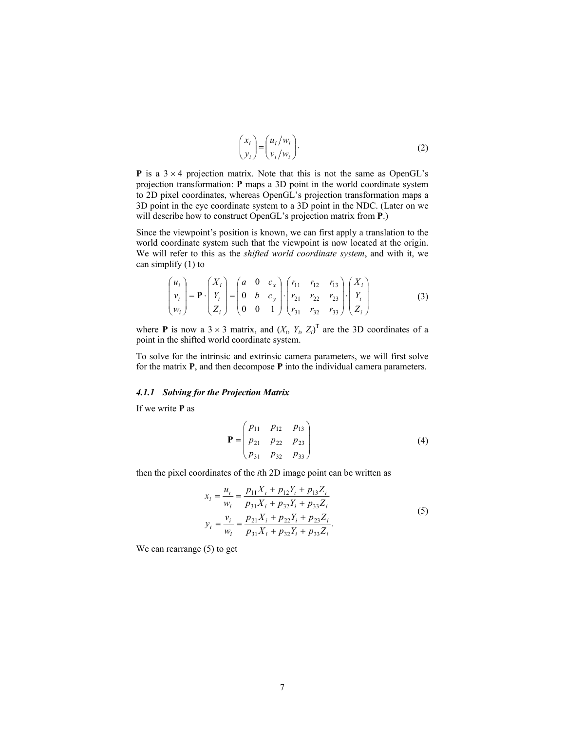$$\begin{pmatrix} x_i \\ y_i \end{pmatrix} = \begin{pmatrix} u_i / w_i \\ v_i / w_i \end{pmatrix}. \tag{2}$$

**P** is a $3 \times 4$ projection matrix. Note that this is not the same as OpenGL's projection transformation: **P** maps a 3D point in the world coordinate system to 2D pixel coordinates, whereas OpenGL's projection transformation maps a 3D point in the eye coordinate system to a 3D point in the NDC. (Later on we will describe how to construct OpenGL's projection matrix from **P**.)

Since the viewpoint's position is known, we can first apply a translation to the world coordinate system such that the viewpoint is now located at the origin. We will refer to this as the *shifted world coordinate system*, and with it, we can simplify (1) to

$$\begin{pmatrix} u_i \\ v_i \\ w_i \end{pmatrix} = \mathbf{P} \cdot \begin{pmatrix} X_i \\ Y_i \\ Z_i \end{pmatrix} = \begin{pmatrix} a & 0 & c_x \\ 0 & b & c_y \\ 0 & 0 & 1 \end{pmatrix} \cdot \begin{pmatrix} r_{11} & r_{12} & r_{13} \\ r_{21} & r_{22} & r_{23} \\ r_{31} & r_{32} & r_{33} \end{pmatrix} \cdot \begin{pmatrix} X_i \\ Y_i \\ Z_i \end{pmatrix} \tag{3}$$

where **P** is now a $3 \times 3$ matrix, and $(X_i, Y_i, Z_i)^{\mathrm{T}}$ are the 3D coordinates of a point in the shifted world coordinate system.

To solve for the intrinsic and extrinsic camera parameters, we will first solve for the matrix **P**, and then decompose **P** into the individual camera parameters.

#### *4.1.1 Solving for the Projection Matrix*

If we write **P** as

$$\mathbf{P} = \begin{pmatrix} p_{11} & p_{12} & p_{13} \\ p_{21} & p_{22} & p_{23} \\ p_{31} & p_{32} & p_{33} \end{pmatrix} \tag{4}$$

then the pixel coordinates of the *i*th 2D image point can be written as

$$\begin{aligned} x_i &= \frac{u_i}{w_i} = \frac{p_{11}X_i + p_{12}Y_i + p_{13}Z_i}{p_{31}X_i + p_{32}Y_i + p_{33}Z_i} \\ y_i &= \frac{v_i}{w_i} = \frac{p_{21}X_i + p_{22}Y_i + p_{23}Z_i}{p_{31}X_i + p_{32}Y_i + p_{33}Z_i}. \end{aligned} \tag{5}$$

We can rearrange (5) to get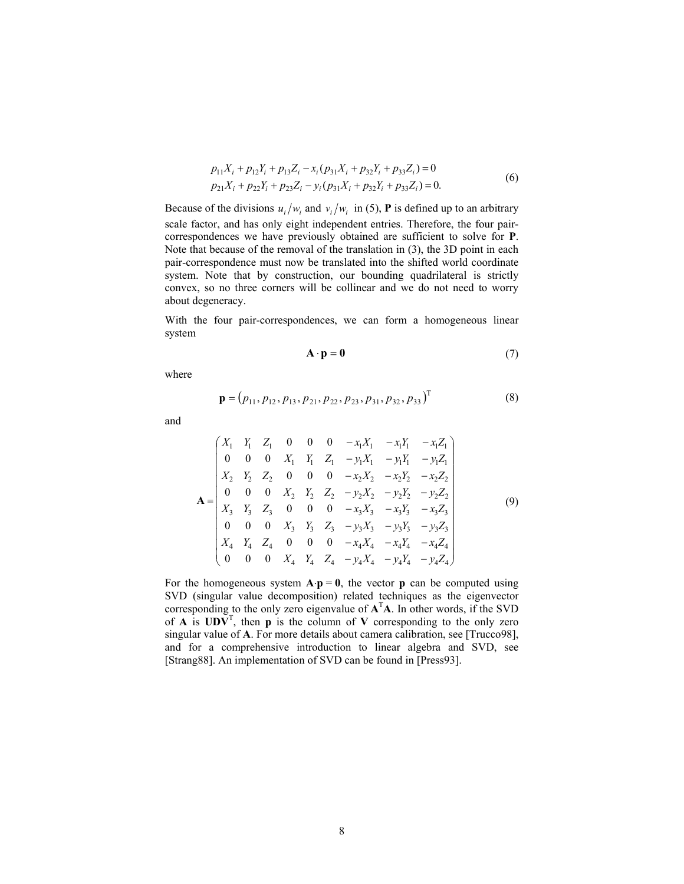$$
\begin{aligned}
p_{11}X_i + p_{12}Y_i + p_{13}Z_i - x_i(p_{31}X_i + p_{32}Y_i + p_{33}Z_i) &= 0 \\
p_{21}X_i + p_{22}Y_i + p_{23}Z_i - y_i(p_{31}X_i + p_{32}Y_i + p_{33}Z_i) &= 0.
\end{aligned}
\tag{6}
$$

Because of the divisions $u_i/w_i$ and $v_i/w_i$ in (5), **P** is defined up to an arbitrary scale factor, and has only eight independent entries. Therefore, the four pair-correspondences we have previously obtained are sufficient to solve for **P**. Note that because of the removal of the translation in (3), the 3D point in each pair-correspondence must now be translated into the shifted world coordinate system. Note that by construction, our bounding quadrilateral is strictly convex, so no three corners will be collinear and we do not need to worry about degeneracy.

With the four pair-correspondences, we can form a homogeneous linear system

$$
\mathbf{A} \cdot \mathbf{p} = \mathbf{0} \tag{7}
$$

where

$$
\mathbf{p} = \left(p_{11}, p_{12}, p_{13}, p_{21}, p_{22}, p_{23}, p_{31}, p_{32}, p_{33}\right)^{\mathrm{T}} \tag{8}
$$

and

$$
\mathbf{A} = \begin{pmatrix}
X_1 & Y_1 & Z_1 & 0 & 0 & 0 & -x_1X_1 & -x_1Y_1 & -x_1Z_1 \\
0 & 0 & 0 & X_1 & Y_1 & Z_1 & -y_1X_1 & -y_1Y_1 & -y_1Z_1 \\
X_2 & Y_2 & Z_2 & 0 & 0 & 0 & -x_2X_2 & -x_2Y_2 & -x_2Z_2 \\
0 & 0 & 0 & X_2 & Y_2 & Z_2 & -y_2X_2 & -y_2Y_2 & -y_2Z_2 \\
X_3 & Y_3 & Z_3 & 0 & 0 & 0 & -x_3X_3 & -x_3Y_3 & -x_3Z_3 \\
0 & 0 & 0 & X_3 & Y_3 & Z_3 & -y_3X_3 & -y_3Y_3 & -y_3Z_3 \\
X_4 & Y_4 & Z_4 & 0 & 0 & 0 & -x_4X_4 & -x_4Y_4 & -x_4Z_4 \\
0 & 0 & 0 & X_4 & Y_4 & Z_4 & -y_4X_4 & -y_4Y_4 & -y_4Z_4
\end{pmatrix} \tag{9}
$$

For the homogeneous system $\mathbf{A}\cdot\mathbf{p} = \mathbf{0}$, the vector **p** can be computed using SVD (singular value decomposition) related techniques as the eigenvector corresponding to the only zero eigenvalue of $\mathbf{A}^{\mathrm{T}}\mathbf{A}$. In other words, if the SVD of **A** is $\mathbf{UDV}^{\mathrm{T}}$, then **p** is the column of **V** corresponding to the only zero singular value of **A**. For more details about camera calibration, see [Trucco98], and for a comprehensive introduction to linear algebra and SVD, see [Strang88]. An implementation of SVD can be found in [Press93].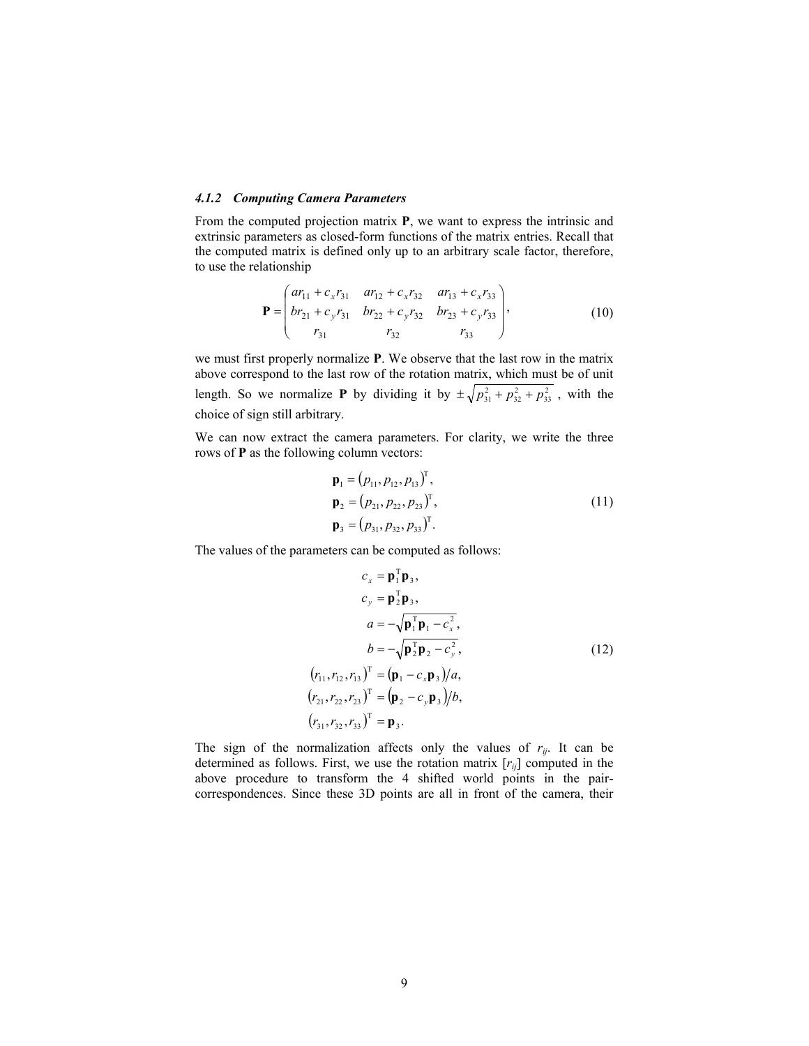### *4.1.2 Computing Camera Parameters*

From the computed projection matrix **P**, we want to express the intrinsic and extrinsic parameters as closed-form functions of the matrix entries. Recall that the computed matrix is defined only up to an arbitrary scale factor, therefore, to use the relationship

$$
\mathbf{P} = \begin{pmatrix} ar_{11} + c_x r_{31} & ar_{12} + c_x r_{32} & ar_{13} + c_x r_{33} \\ br_{21} + c_y r_{31} & br_{22} + c_y r_{32} & br_{23} + c_y r_{33} \\ r_{31} & r_{32} & r_{33} \end{pmatrix}, \tag{10}
$$

we must first properly normalize **P**. We observe that the last row in the matrix above correspond to the last row of the rotation matrix, which must be of unit length. So we normalize **P** by dividing it by $\pm\sqrt{p_{31}^2 + p_{32}^2 + p_{33}^2}$, with the choice of sign still arbitrary.

We can now extract the camera parameters. For clarity, we write the three rows of **P** as the following column vectors:

$$
\begin{aligned}
\mathbf{p}_1 &= (p_{11}, p_{12}, p_{13})^{\mathrm{T}}, \\
\mathbf{p}_2 &= (p_{21}, p_{22}, p_{23})^{\mathrm{T}}, \\
\mathbf{p}_3 &= (p_{31}, p_{32}, p_{33})^{\mathrm{T}}.
\end{aligned} \tag{11}
$$

The values of the parameters can be computed as follows:

$$
\begin{aligned}
c_x &= \mathbf{p}_1^{\mathrm{T}} \mathbf{p}_3, \\
c_y &= \mathbf{p}_2^{\mathrm{T}} \mathbf{p}_3, \\
a &= -\sqrt{\mathbf{p}_1^{\mathrm{T}} \mathbf{p}_1 - c_x^2}, \\
b &= -\sqrt{\mathbf{p}_2^{\mathrm{T}} \mathbf{p}_2 - c_y^2}, \\
(r_{11}, r_{12}, r_{13})^{\mathrm{T}} &= (\mathbf{p}_1 - c_x \mathbf{p}_3)/a, \\
(r_{21}, r_{22}, r_{23})^{\mathrm{T}} &= (\mathbf{p}_2 - c_y \mathbf{p}_3)/b, \\
(r_{31}, r_{32}, r_{33})^{\mathrm{T}} &= \mathbf{p}_3.
\end{aligned} \tag{12}
$$

The sign of the normalization affects only the values of $r_{ij}$. It can be determined as follows. First, we use the rotation matrix $[r_{ij}]$ computed in the above procedure to transform the 4 shifted world points in the pair-correspondences. Since these 3D points are all in front of the camera, their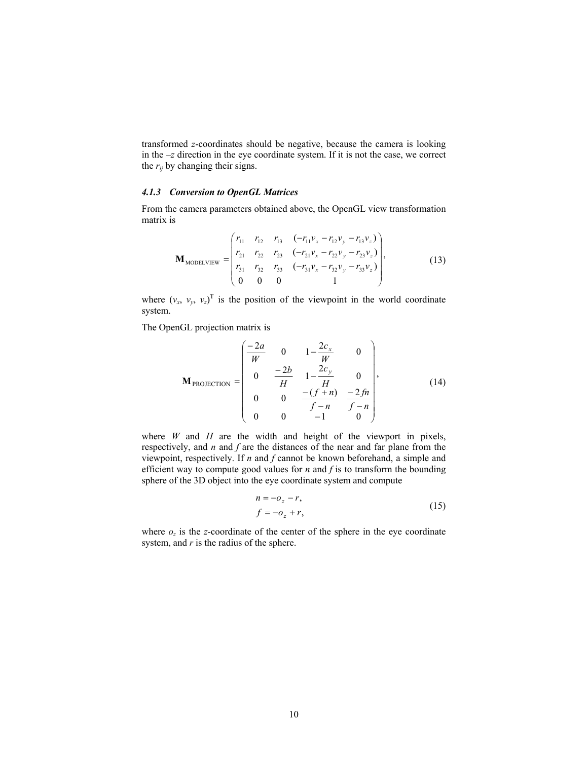transformed $z$-coordinates should be negative, because the camera is looking in the $-z$ direction in the eye coordinate system. If it is not the case, we correct the $r_{ij}$ by changing their signs.

#### 4.1.3 Conversion to OpenGL Matrices

From the camera parameters obtained above, the OpenGL view transformation matrix is

$$\mathbf{M}_{\text{MODELVIEW}} = \begin{pmatrix} r_{11} & r_{12} & r_{13} & (-r_{11}v_x - r_{12}v_y - r_{13}v_z) \\ r_{21} & r_{22} & r_{23} & (-r_{21}v_x - r_{22}v_y - r_{23}v_z) \\ r_{31} & r_{32} & r_{33} & (-r_{31}v_x - r_{32}v_y - r_{33}v_z) \\ 0 & 0 & 0 & 1 \end{pmatrix}, \tag{13}$$

where $(v_x, v_y, v_z)^{\mathrm{T}}$ is the position of the viewpoint in the world coordinate system.

The OpenGL projection matrix is

$$\mathbf{M}_{\text{PROJECTION}} = \begin{pmatrix} \frac{-2a}{W} & 0 & 1 - \frac{2c_x}{W} & 0 \\ 0 & \frac{-2b}{H} & 1 - \frac{2c_y}{H} & 0 \\ 0 & 0 & \frac{-(f+n)}{f-n} & \frac{-2fn}{f-n} \\ 0 & 0 & -1 & 0 \end{pmatrix}, \tag{14}$$

where $W$ and $H$ are the width and height of the viewport in pixels, respectively, and $n$ and $f$ are the distances of the near and far plane from the viewpoint, respectively. If $n$ and $f$ cannot be known beforehand, a simple and efficient way to compute good values for $n$ and $f$ is to transform the bounding sphere of the 3D object into the eye coordinate system and compute

$$\begin{aligned} n &= -o_z - r, \\ f &= -o_z + r, \end{aligned} \tag{15}$$

where $o_z$ is the $z$-coordinate of the center of the sphere in the eye coordinate system, and $r$ is the radius of the sphere.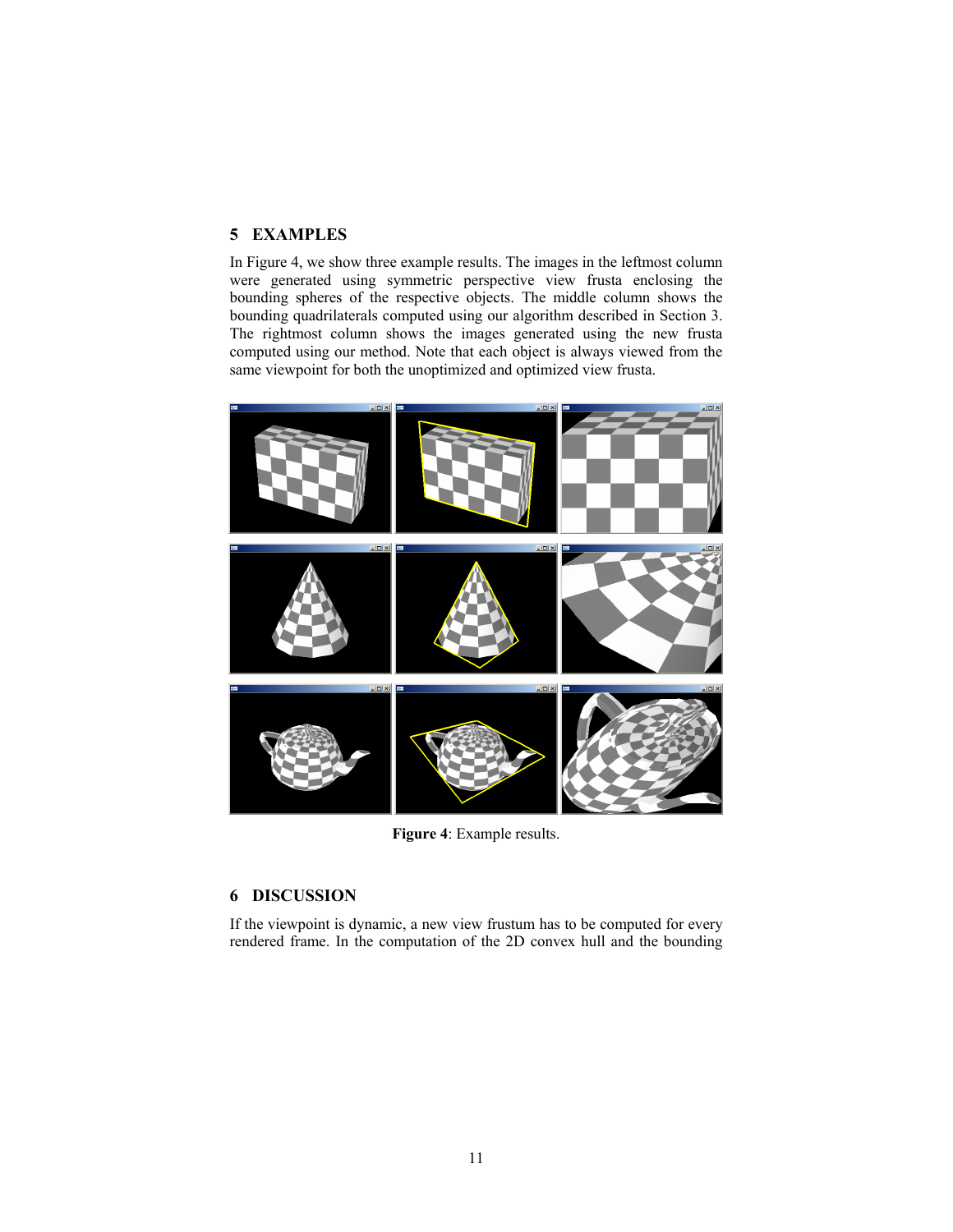## 5 EXAMPLES

In Figure 4, we show three example results. The images in the leftmost column were generated using symmetric perspective view frusta enclosing the bounding spheres of the respective objects. The middle column shows the bounding quadrilaterals computed using our algorithm described in Section 3. The rightmost column shows the images generated using the new frusta computed using our method. Note that each object is always viewed from the same viewpoint for both the unoptimized and optimized view frusta.

**Figure 4**: Example results.

## 6 DISCUSSION

If the viewpoint is dynamic, a new view frustum has to be computed for every rendered frame. In the computation of the 2D convex hull and the bounding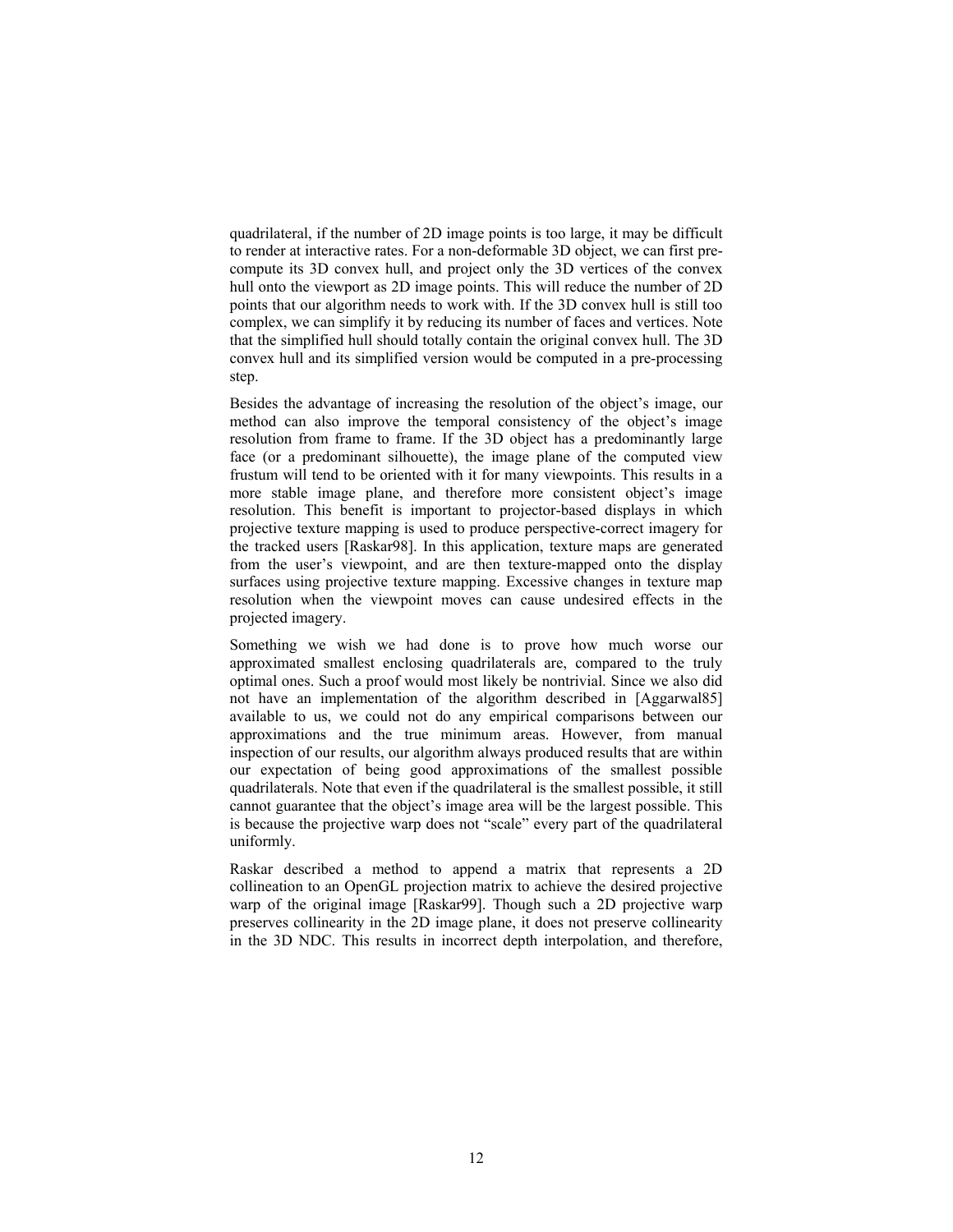quadrilateral, if the number of 2D image points is too large, it may be difficult to render at interactive rates. For a non-deformable 3D object, we can first pre-compute its 3D convex hull, and project only the 3D vertices of the convex hull onto the viewport as 2D image points. This will reduce the number of 2D points that our algorithm needs to work with. If the 3D convex hull is still too complex, we can simplify it by reducing its number of faces and vertices. Note that the simplified hull should totally contain the original convex hull. The 3D convex hull and its simplified version would be computed in a pre-processing step.

Besides the advantage of increasing the resolution of the object's image, our method can also improve the temporal consistency of the object's image resolution from frame to frame. If the 3D object has a predominantly large face (or a predominant silhouette), the image plane of the computed view frustum will tend to be oriented with it for many viewpoints. This results in a more stable image plane, and therefore more consistent object's image resolution. This benefit is important to projector-based displays in which projective texture mapping is used to produce perspective-correct imagery for the tracked users [Raskar98]. In this application, texture maps are generated from the user's viewpoint, and are then texture-mapped onto the display surfaces using projective texture mapping. Excessive changes in texture map resolution when the viewpoint moves can cause undesired effects in the projected imagery.

Something we wish we had done is to prove how much worse our approximated smallest enclosing quadrilaterals are, compared to the truly optimal ones. Such a proof would most likely be nontrivial. Since we also did not have an implementation of the algorithm described in [Aggarwal85] available to us, we could not do any empirical comparisons between our approximations and the true minimum areas. However, from manual inspection of our results, our algorithm always produced results that are within our expectation of being good approximations of the smallest possible quadrilaterals. Note that even if the quadrilateral is the smallest possible, it still cannot guarantee that the object's image area will be the largest possible. This is because the projective warp does not "scale" every part of the quadrilateral uniformly.

Raskar described a method to append a matrix that represents a 2D collineation to an OpenGL projection matrix to achieve the desired projective warp of the original image [Raskar99]. Though such a 2D projective warp preserves collinearity in the 2D image plane, it does not preserve collinearity in the 3D NDC. This results in incorrect depth interpolation, and therefore,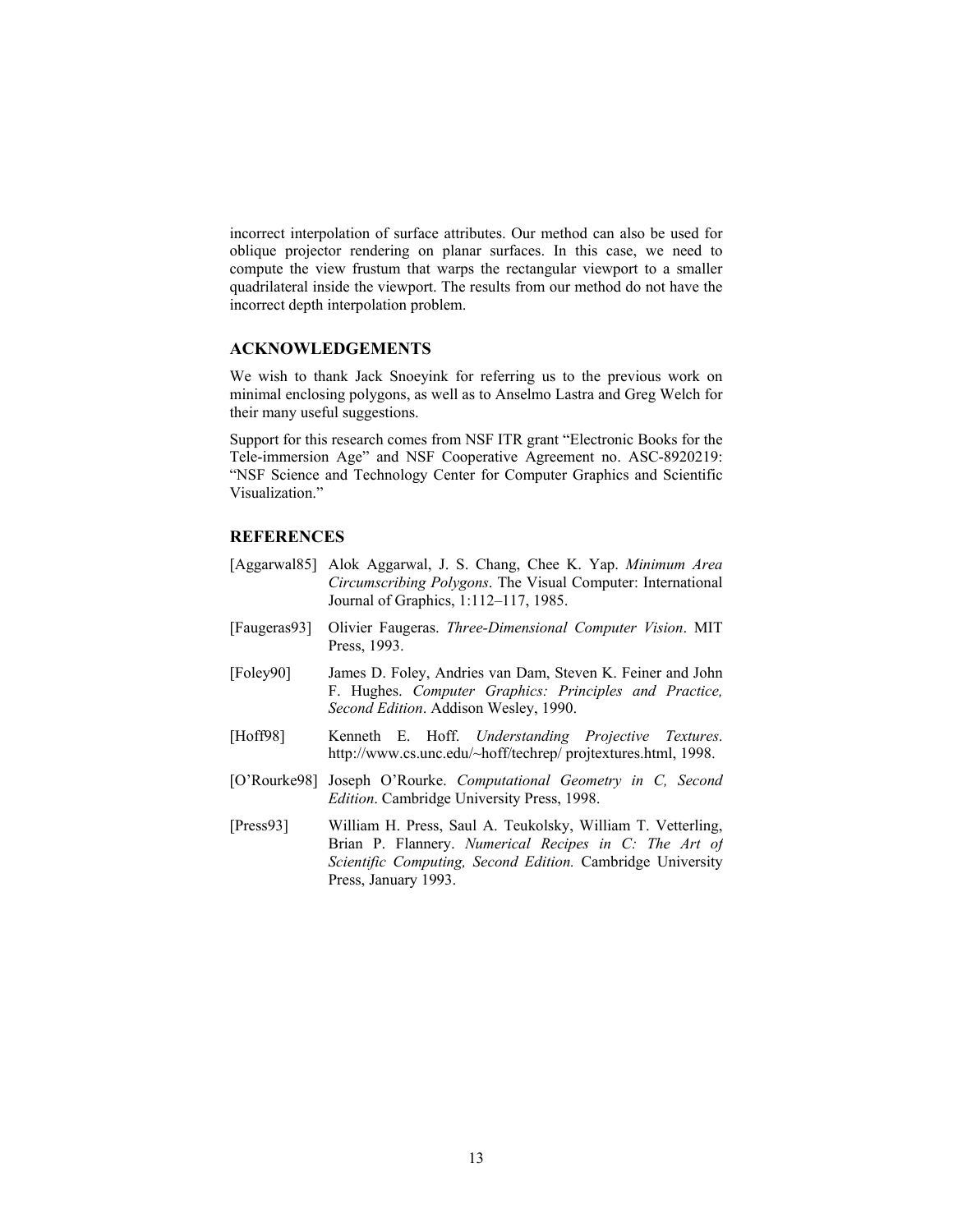incorrect interpolation of surface attributes. Our method can also be used for oblique projector rendering on planar surfaces. In this case, we need to compute the view frustum that warps the rectangular viewport to a smaller quadrilateral inside the viewport. The results from our method do not have the incorrect depth interpolation problem.

## ACKNOWLEDGEMENTS

We wish to thank Jack Snoeyink for referring us to the previous work on minimal enclosing polygons, as well as to Anselmo Lastra and Greg Welch for their many useful suggestions.

Support for this research comes from NSF ITR grant "Electronic Books for the Tele-immersion Age" and NSF Cooperative Agreement no. ASC-8920219: "NSF Science and Technology Center for Computer Graphics and Scientific Visualization."

## REFERENCES

[Aggarwal85] Alok Aggarwal, J. S. Chang, Chee K. Yap. *Minimum Area Circumscribing Polygons*. The Visual Computer: International Journal of Graphics, 1:112–117, 1985.

[Faugeras93] Olivier Faugeras. *Three-Dimensional Computer Vision*. MIT Press, 1993.

[Foley90] James D. Foley, Andries van Dam, Steven K. Feiner and John F. Hughes. *Computer Graphics: Principles and Practice, Second Edition*. Addison Wesley, 1990.

[Hoff98] Kenneth E. Hoff. *Understanding Projective Textures*. http://www.cs.unc.edu/~hoff/techrep/ projtextures.html, 1998.

[O'Rourke98] Joseph O'Rourke. *Computational Geometry in C, Second Edition*. Cambridge University Press, 1998.

[Press93] William H. Press, Saul A. Teukolsky, William T. Vetterling, Brian P. Flannery. *Numerical Recipes in C: The Art of Scientific Computing, Second Edition.* Cambridge University Press, January 1993.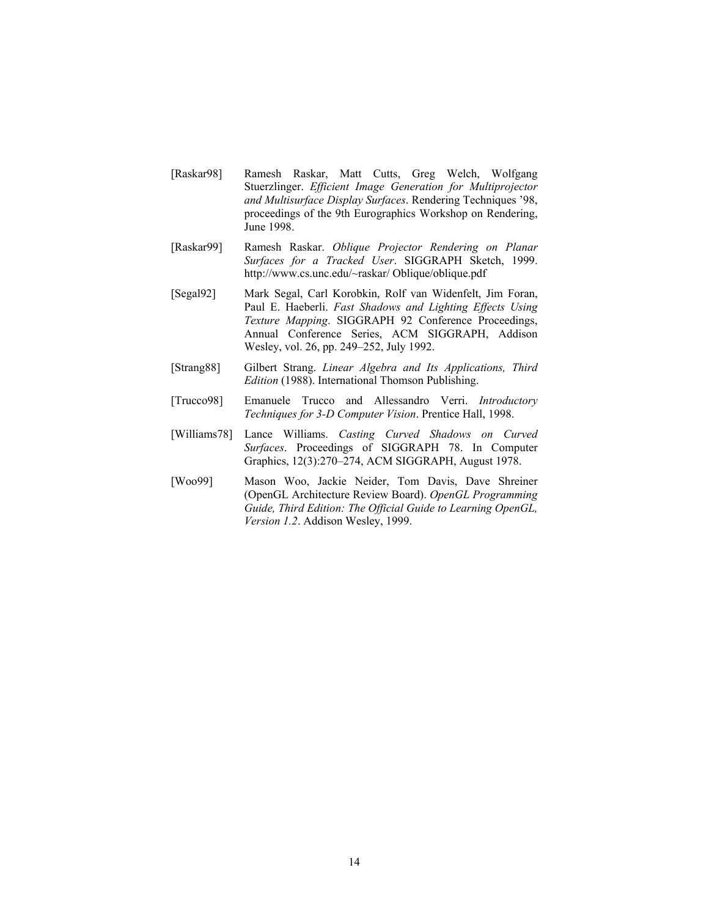[Raskar98] Ramesh Raskar, Matt Cutts, Greg Welch, Wolfgang Stuerzlinger. *Efficient Image Generation for Multiprojector and Multisurface Display Surfaces*. Rendering Techniques '98, proceedings of the 9th Eurographics Workshop on Rendering, June 1998.

[Raskar99] Ramesh Raskar. *Oblique Projector Rendering on Planar Surfaces for a Tracked User*. SIGGRAPH Sketch, 1999. http://www.cs.unc.edu/~raskar/ Oblique/oblique.pdf

[Segal92] Mark Segal, Carl Korobkin, Rolf van Widenfelt, Jim Foran, Paul E. Haeberli. *Fast Shadows and Lighting Effects Using Texture Mapping*. SIGGRAPH 92 Conference Proceedings, Annual Conference Series, ACM SIGGRAPH, Addison Wesley, vol. 26, pp. 249–252, July 1992.

[Strang88] Gilbert Strang. *Linear Algebra and Its Applications, Third Edition* (1988). International Thomson Publishing.

[Trucco98] Emanuele Trucco and Allessandro Verri. *Introductory Techniques for 3-D Computer Vision*. Prentice Hall, 1998.

[Williams78] Lance Williams. *Casting Curved Shadows on Curved Surfaces*. Proceedings of SIGGRAPH 78. In Computer Graphics, 12(3):270–274, ACM SIGGRAPH, August 1978.

[Woo99] Mason Woo, Jackie Neider, Tom Davis, Dave Shreiner (OpenGL Architecture Review Board). *OpenGL Programming Guide, Third Edition: The Official Guide to Learning OpenGL, Version 1.2*. Addison Wesley, 1999.